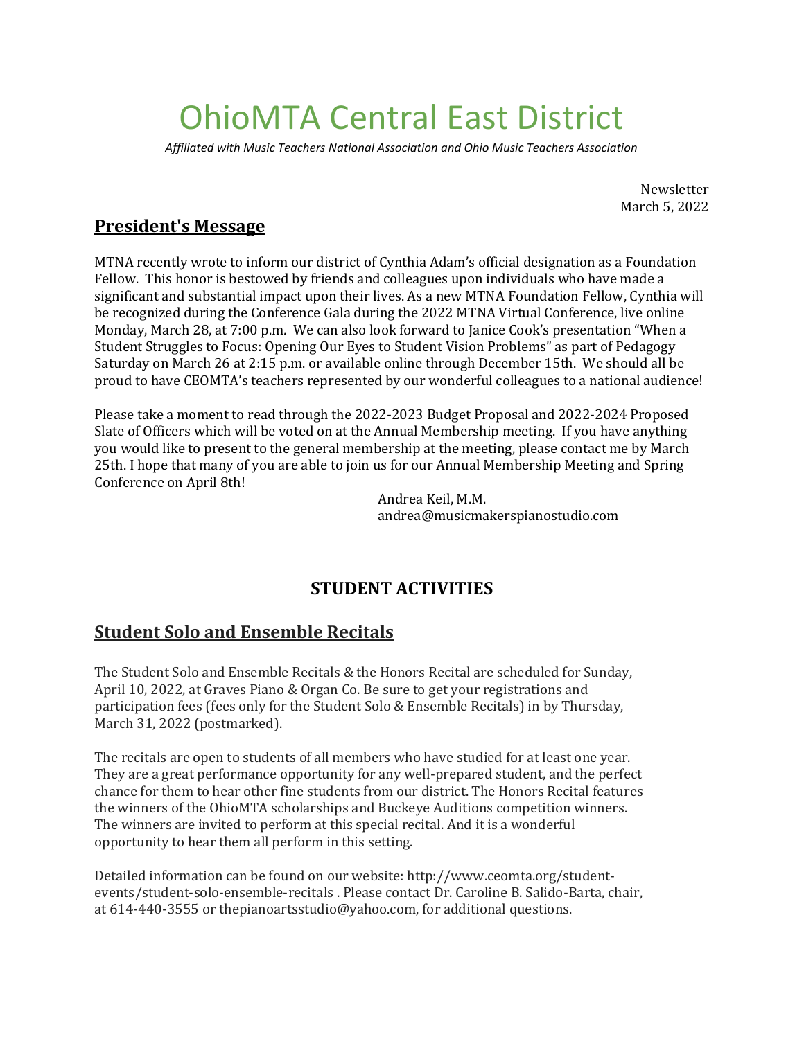# OhioMTA Central East District

*Affiliated with Music Teachers National Association and Ohio Music Teachers Association*

Newsletter
March 5, 2022

## President's Message

MTNA recently wrote to inform our district of Cynthia Adam's official designation as a Foundation Fellow. This honor is bestowed by friends and colleagues upon individuals who have made a significant and substantial impact upon their lives. As a new MTNA Foundation Fellow, Cynthia will be recognized during the Conference Gala during the 2022 MTNA Virtual Conference, live online Monday, March 28, at 7:00 p.m. We can also look forward to Janice Cook's presentation "When a Student Struggles to Focus: Opening Our Eyes to Student Vision Problems" as part of Pedagogy Saturday on March 26 at 2:15 p.m. or available online through December 15th. We should all be proud to have CEOMTA's teachers represented by our wonderful colleagues to a national audience!

Please take a moment to read through the 2022-2023 Budget Proposal and 2022-2024 Proposed Slate of Officers which will be voted on at the Annual Membership meeting. If you have anything you would like to present to the general membership at the meeting, please contact me by March 25th. I hope that many of you are able to join us for our Annual Membership Meeting and Spring Conference on April 8th!

Andrea Keil, M.M.
andrea@musicmakerspianostudio.com

## STUDENT ACTIVITIES

## Student Solo and Ensemble Recitals

The Student Solo and Ensemble Recitals & the Honors Recital are scheduled for Sunday, April 10, 2022, at Graves Piano & Organ Co. Be sure to get your registrations and participation fees (fees only for the Student Solo & Ensemble Recitals) in by Thursday, March 31, 2022 (postmarked).

The recitals are open to students of all members who have studied for at least one year. They are a great performance opportunity for any well-prepared student, and the perfect chance for them to hear other fine students from our district. The Honors Recital features the winners of the OhioMTA scholarships and Buckeye Auditions competition winners. The winners are invited to perform at this special recital. And it is a wonderful opportunity to hear them all perform in this setting.

Detailed information can be found on our website: http://www.ceomta.org/student-events/student-solo-ensemble-recitals . Please contact Dr. Caroline B. Salido-Barta, chair, at 614-440-3555 or thepianoartsstudio@yahoo.com, for additional questions.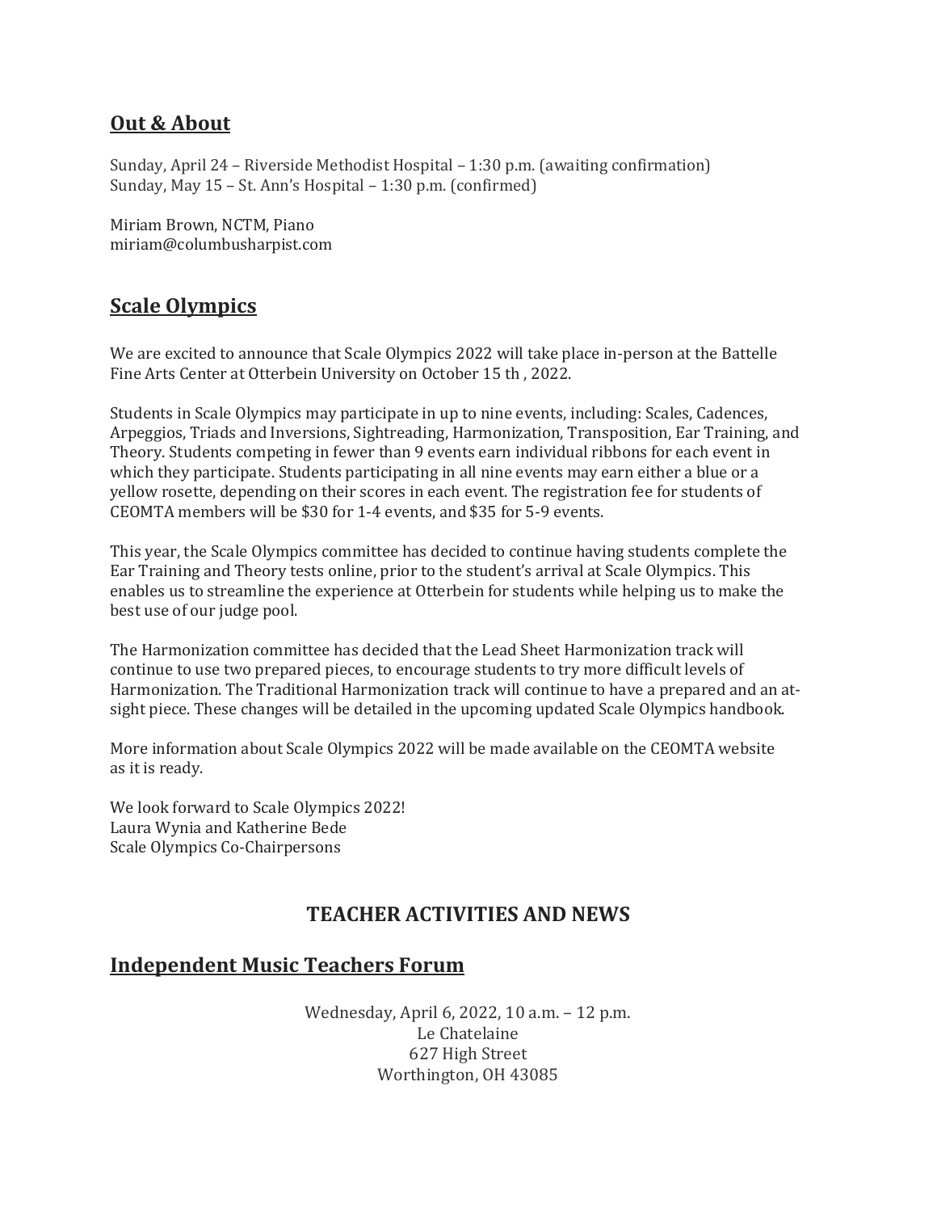## Out & About

Sunday, April 24 – Riverside Methodist Hospital – 1:30 p.m. (awaiting confirmation)
Sunday, May 15 – St. Ann's Hospital – 1:30 p.m. (confirmed)

Miriam Brown, NCTM, Piano
miriam@columbusharpist.com

## Scale Olympics

We are excited to announce that Scale Olympics 2022 will take place in-person at the Battelle Fine Arts Center at Otterbein University on October 15 th , 2022.

Students in Scale Olympics may participate in up to nine events, including: Scales, Cadences, Arpeggios, Triads and Inversions, Sightreading, Harmonization, Transposition, Ear Training, and Theory. Students competing in fewer than 9 events earn individual ribbons for each event in which they participate. Students participating in all nine events may earn either a blue or a yellow rosette, depending on their scores in each event. The registration fee for students of CEOMTA members will be $30 for 1-4 events, and $35 for 5-9 events.

This year, the Scale Olympics committee has decided to continue having students complete the Ear Training and Theory tests online, prior to the student's arrival at Scale Olympics. This enables us to streamline the experience at Otterbein for students while helping us to make the best use of our judge pool.

The Harmonization committee has decided that the Lead Sheet Harmonization track will continue to use two prepared pieces, to encourage students to try more difficult levels of Harmonization. The Traditional Harmonization track will continue to have a prepared and an at-sight piece. These changes will be detailed in the upcoming updated Scale Olympics handbook.

More information about Scale Olympics 2022 will be made available on the CEOMTA website as it is ready.

We look forward to Scale Olympics 2022!
Laura Wynia and Katherine Bede
Scale Olympics Co-Chairpersons

# TEACHER ACTIVITIES AND NEWS

## Independent Music Teachers Forum

Wednesday, April 6, 2022, 10 a.m. – 12 p.m.
Le Chatelaine
627 High Street
Worthington, OH 43085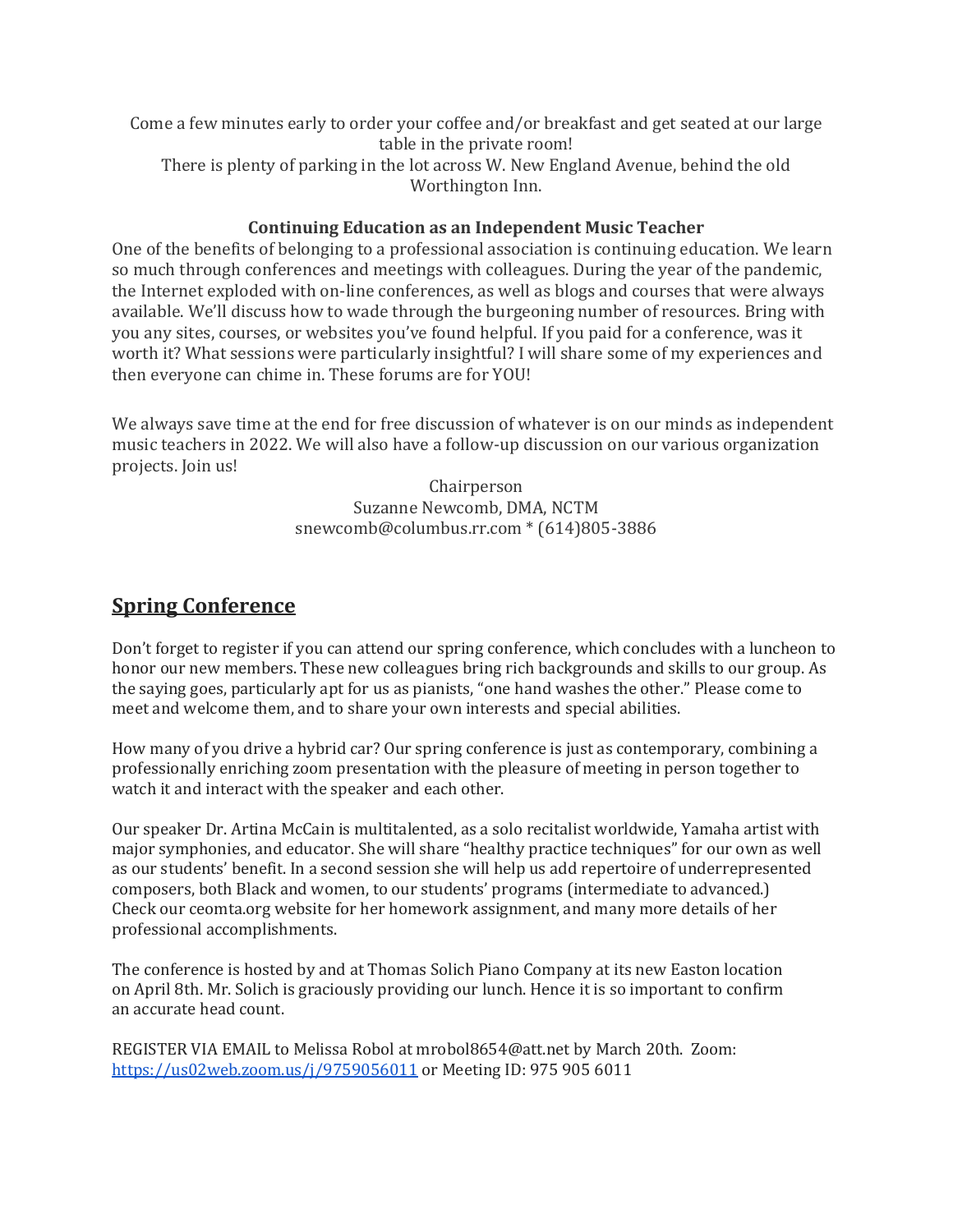Come a few minutes early to order your coffee and/or breakfast and get seated at our large table in the private room!
There is plenty of parking in the lot across W. New England Avenue, behind the old Worthington Inn.

**Continuing Education as an Independent Music Teacher**

One of the benefits of belonging to a professional association is continuing education. We learn so much through conferences and meetings with colleagues. During the year of the pandemic, the Internet exploded with on-line conferences, as well as blogs and courses that were always available. We'll discuss how to wade through the burgeoning number of resources. Bring with you any sites, courses, or websites you've found helpful. If you paid for a conference, was it worth it? What sessions were particularly insightful? I will share some of my experiences and then everyone can chime in. These forums are for YOU!

We always save time at the end for free discussion of whatever is on our minds as independent music teachers in 2022. We will also have a follow-up discussion on our various organization projects. Join us!

Chairperson
Suzanne Newcomb, DMA, NCTM
snewcomb@columbus.rr.com * (614)805-3886

## Spring Conference

Don't forget to register if you can attend our spring conference, which concludes with a luncheon to honor our new members. These new colleagues bring rich backgrounds and skills to our group. As the saying goes, particularly apt for us as pianists, "one hand washes the other." Please come to meet and welcome them, and to share your own interests and special abilities.

How many of you drive a hybrid car? Our spring conference is just as contemporary, combining a professionally enriching zoom presentation with the pleasure of meeting in person together to watch it and interact with the speaker and each other.

Our speaker Dr. Artina McCain is multitalented, as a solo recitalist worldwide, Yamaha artist with major symphonies, and educator. She will share "healthy practice techniques" for our own as well as our students' benefit. In a second session she will help us add repertoire of underrepresented composers, both Black and women, to our students' programs (intermediate to advanced.) Check our ceomta.org website for her homework assignment, and many more details of her professional accomplishments.

The conference is hosted by and at Thomas Solich Piano Company at its new Easton location on April 8th. Mr. Solich is graciously providing our lunch. Hence it is so important to confirm an accurate head count.

REGISTER VIA EMAIL to Melissa Robol at mrobol8654@att.net by March 20th. Zoom: https://us02web.zoom.us/j/9759056011 or Meeting ID: 975 905 6011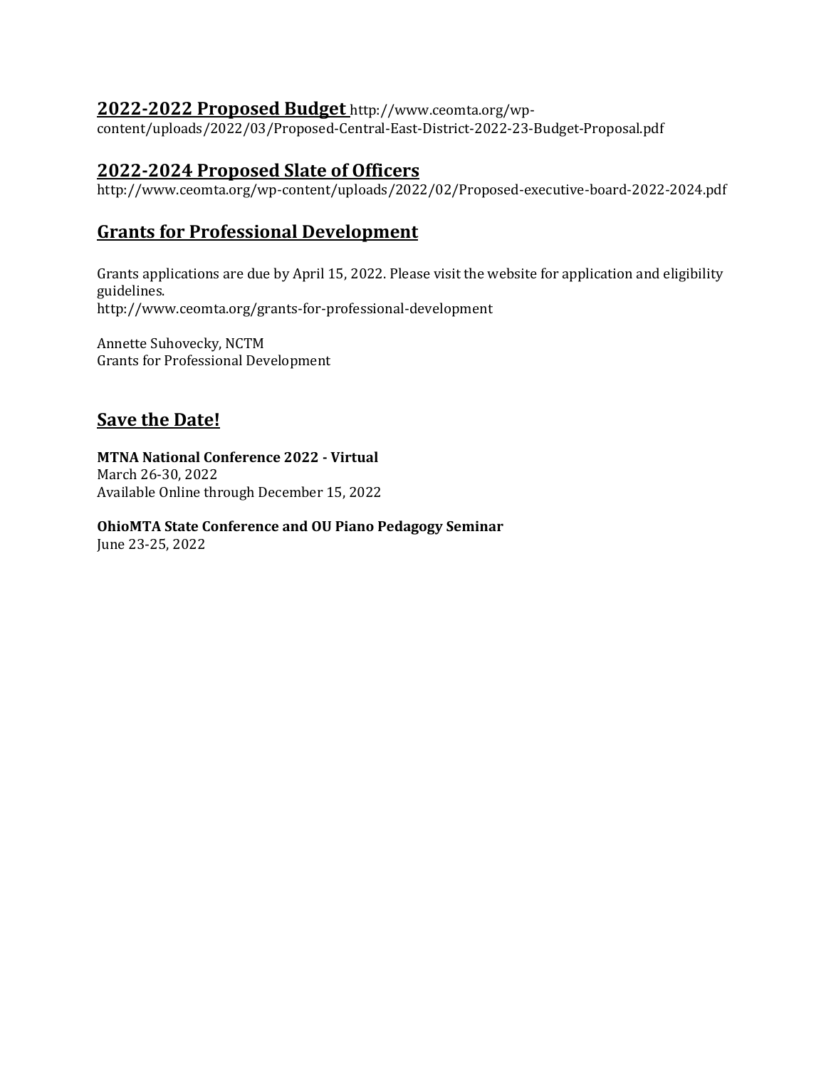## 2022-2022 Proposed Budget

http://www.ceomta.org/wp-content/uploads/2022/03/Proposed-Central-East-District-2022-23-Budget-Proposal.pdf

## 2022-2024 Proposed Slate of Officers

http://www.ceomta.org/wp-content/uploads/2022/02/Proposed-executive-board-2022-2024.pdf

## Grants for Professional Development

Grants applications are due by April 15, 2022. Please visit the website for application and eligibility guidelines.
http://www.ceomta.org/grants-for-professional-development

Annette Suhovecky, NCTM
Grants for Professional Development

## Save the Date!

**MTNA National Conference 2022 - Virtual**
March 26-30, 2022
Available Online through December 15, 2022

**OhioMTA State Conference and OU Piano Pedagogy Seminar**
June 23-25, 2022